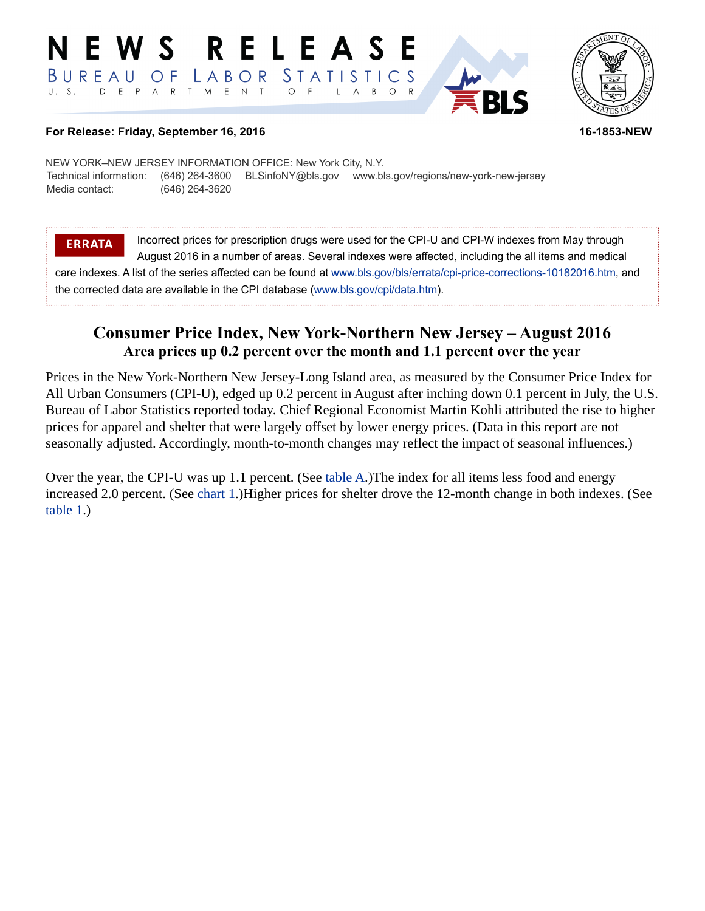# NEWS RELEASE

BUREAU OF LABOR STATISTICS

U. S. DEPARTMENT OF LABOR

**For Release: Friday, September 16, 2016** **16-1853-NEW**

NEW YORK–NEW JERSEY INFORMATION OFFICE: New York City, N.Y.
Technical information: (646) 264-3600 BLSinfoNY@bls.gov www.bls.gov/regions/new-york-new-jersey
Media contact: (646) 264-3620

**ERRATA** Incorrect prices for prescription drugs were used for the CPI-U and CPI-W indexes from May through August 2016 in a number of areas. Several indexes were affected, including the all items and medical care indexes. A list of the series affected can be found at www.bls.gov/bls/errata/cpi-price-corrections-10182016.htm, and the corrected data are available in the CPI database (www.bls.gov/cpi/data.htm).

## Consumer Price Index, New York-Northern New Jersey – August 2016

### Area prices up 0.2 percent over the month and 1.1 percent over the year

Prices in the New York-Northern New Jersey-Long Island area, as measured by the Consumer Price Index for All Urban Consumers (CPI-U), edged up 0.2 percent in August after inching down 0.1 percent in July, the U.S. Bureau of Labor Statistics reported today. Chief Regional Economist Martin Kohli attributed the rise to higher prices for apparel and shelter that were largely offset by lower energy prices. (Data in this report are not seasonally adjusted. Accordingly, month-to-month changes may reflect the impact of seasonal influences.)

Over the year, the CPI-U was up 1.1 percent. (See table A.)The index for all items less food and energy increased 2.0 percent. (See chart 1.)Higher prices for shelter drove the 12-month change in both indexes. (See table 1.)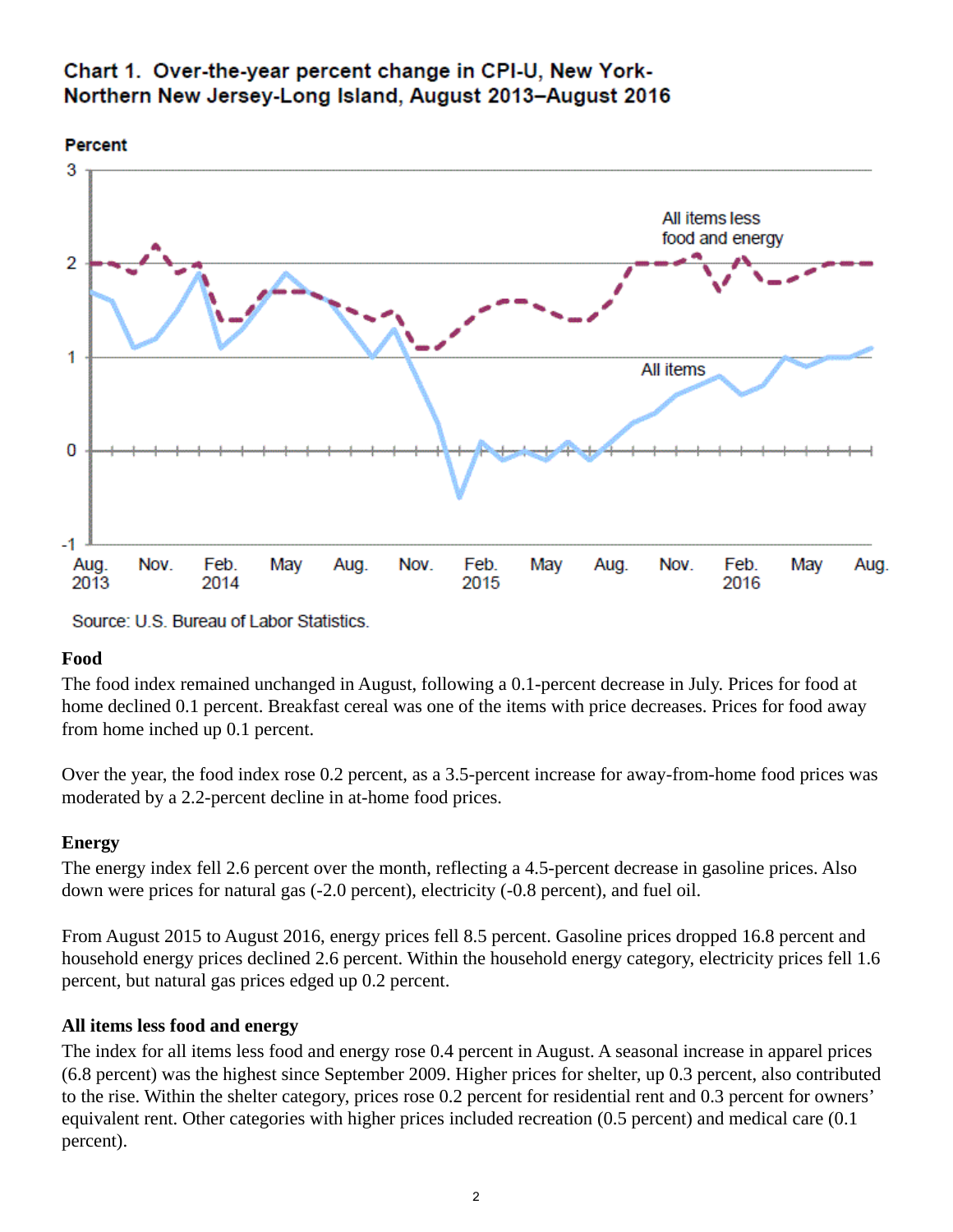**Chart 1. Over-the-year percent change in CPI-U, New York-Northern New Jersey-Long Island, August 2013–August 2016**

Source: U.S. Bureau of Labor Statistics.

### Food

The food index remained unchanged in August, following a 0.1-percent decrease in July. Prices for food at home declined 0.1 percent. Breakfast cereal was one of the items with price decreases. Prices for food away from home inched up 0.1 percent.

Over the year, the food index rose 0.2 percent, as a 3.5-percent increase for away-from-home food prices was moderated by a 2.2-percent decline in at-home food prices.

### Energy

The energy index fell 2.6 percent over the month, reflecting a 4.5-percent decrease in gasoline prices. Also down were prices for natural gas (-2.0 percent), electricity (-0.8 percent), and fuel oil.

From August 2015 to August 2016, energy prices fell 8.5 percent. Gasoline prices dropped 16.8 percent and household energy prices declined 2.6 percent. Within the household energy category, electricity prices fell 1.6 percent, but natural gas prices edged up 0.2 percent.

### All items less food and energy

The index for all items less food and energy rose 0.4 percent in August. A seasonal increase in apparel prices (6.8 percent) was the highest since September 2009. Higher prices for shelter, up 0.3 percent, also contributed to the rise. Within the shelter category, prices rose 0.2 percent for residential rent and 0.3 percent for owners' equivalent rent. Other categories with higher prices included recreation (0.5 percent) and medical care (0.1 percent).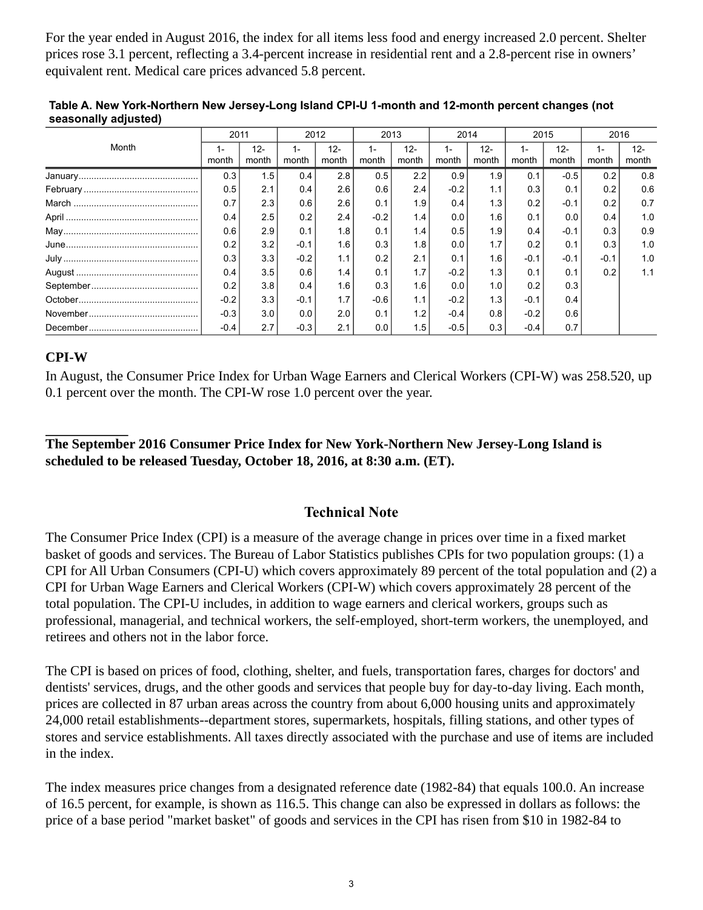For the year ended in August 2016, the index for all items less food and energy increased 2.0 percent. Shelter prices rose 3.1 percent, reflecting a 3.4-percent increase in residential rent and a 2.8-percent rise in owners' equivalent rent. Medical care prices advanced 5.8 percent.

**Table A. New York-Northern New Jersey-Long Island CPI-U 1-month and 12-month percent changes (not seasonally adjusted)**

| Month | 2011 | | 2012 | | 2013 | | 2014 | | 2015 | | 2016 | |
|---|---|---|---|---|---|---|---|---|---|---|---|---|
| | 1-month | 12-month | 1-month | 12-month | 1-month | 12-month | 1-month | 12-month | 1-month | 12-month | 1-month | 12-month |
| January | 0.3 | 1.5 | 0.4 | 2.8 | 0.5 | 2.2 | 0.9 | 1.9 | 0.1 | -0.5 | 0.2 | 0.8 |
| February | 0.5 | 2.1 | 0.4 | 2.6 | 0.6 | 2.4 | -0.2 | 1.1 | 0.3 | 0.1 | 0.2 | 0.6 |
| March | 0.7 | 2.3 | 0.6 | 2.6 | 0.1 | 1.9 | 0.4 | 1.3 | 0.2 | -0.1 | 0.2 | 0.7 |
| April | 0.4 | 2.5 | 0.2 | 2.4 | -0.2 | 1.4 | 0.0 | 1.6 | 0.1 | 0.0 | 0.4 | 1.0 |
| May | 0.6 | 2.9 | 0.1 | 1.8 | 0.1 | 1.4 | 0.5 | 1.9 | 0.4 | -0.1 | 0.3 | 0.9 |
| June | 0.2 | 3.2 | -0.1 | 1.6 | 0.3 | 1.8 | 0.0 | 1.7 | 0.2 | 0.1 | 0.3 | 1.0 |
| July | 0.3 | 3.3 | -0.2 | 1.1 | 0.2 | 2.1 | 0.1 | 1.6 | -0.1 | -0.1 | -0.1 | 1.0 |
| August | 0.4 | 3.5 | 0.6 | 1.4 | 0.1 | 1.7 | -0.2 | 1.3 | 0.1 | 0.1 | 0.2 | 1.1 |
| September | 0.2 | 3.8 | 0.4 | 1.6 | 0.3 | 1.6 | 0.0 | 1.0 | 0.2 | 0.3 | | |
| October | -0.2 | 3.3 | -0.1 | 1.7 | -0.6 | 1.1 | -0.2 | 1.3 | -0.1 | 0.4 | | |
| November | -0.3 | 3.0 | 0.0 | 2.0 | 0.1 | 1.2 | -0.4 | 0.8 | -0.2 | 0.6 | | |
| December | -0.4 | 2.7 | -0.3 | 2.1 | 0.0 | 1.5 | -0.5 | 0.3 | -0.4 | 0.7 | | |

## CPI-W

In August, the Consumer Price Index for Urban Wage Earners and Clerical Workers (CPI-W) was 258.520, up 0.1 percent over the month. The CPI-W rose 1.0 percent over the year.

**The September 2016 Consumer Price Index for New York-Northern New Jersey-Long Island is scheduled to be released Tuesday, October 18, 2016, at 8:30 a.m. (ET).**

## Technical Note

The Consumer Price Index (CPI) is a measure of the average change in prices over time in a fixed market basket of goods and services. The Bureau of Labor Statistics publishes CPIs for two population groups: (1) a CPI for All Urban Consumers (CPI-U) which covers approximately 89 percent of the total population and (2) a CPI for Urban Wage Earners and Clerical Workers (CPI-W) which covers approximately 28 percent of the total population. The CPI-U includes, in addition to wage earners and clerical workers, groups such as professional, managerial, and technical workers, the self-employed, short-term workers, the unemployed, and retirees and others not in the labor force.

The CPI is based on prices of food, clothing, shelter, and fuels, transportation fares, charges for doctors' and dentists' services, drugs, and the other goods and services that people buy for day-to-day living. Each month, prices are collected in 87 urban areas across the country from about 6,000 housing units and approximately 24,000 retail establishments--department stores, supermarkets, hospitals, filling stations, and other types of stores and service establishments. All taxes directly associated with the purchase and use of items are included in the index.

The index measures price changes from a designated reference date (1982-84) that equals 100.0. An increase of 16.5 percent, for example, is shown as 116.5. This change can also be expressed in dollars as follows: the price of a base period "market basket" of goods and services in the CPI has risen from $10 in 1982-84 to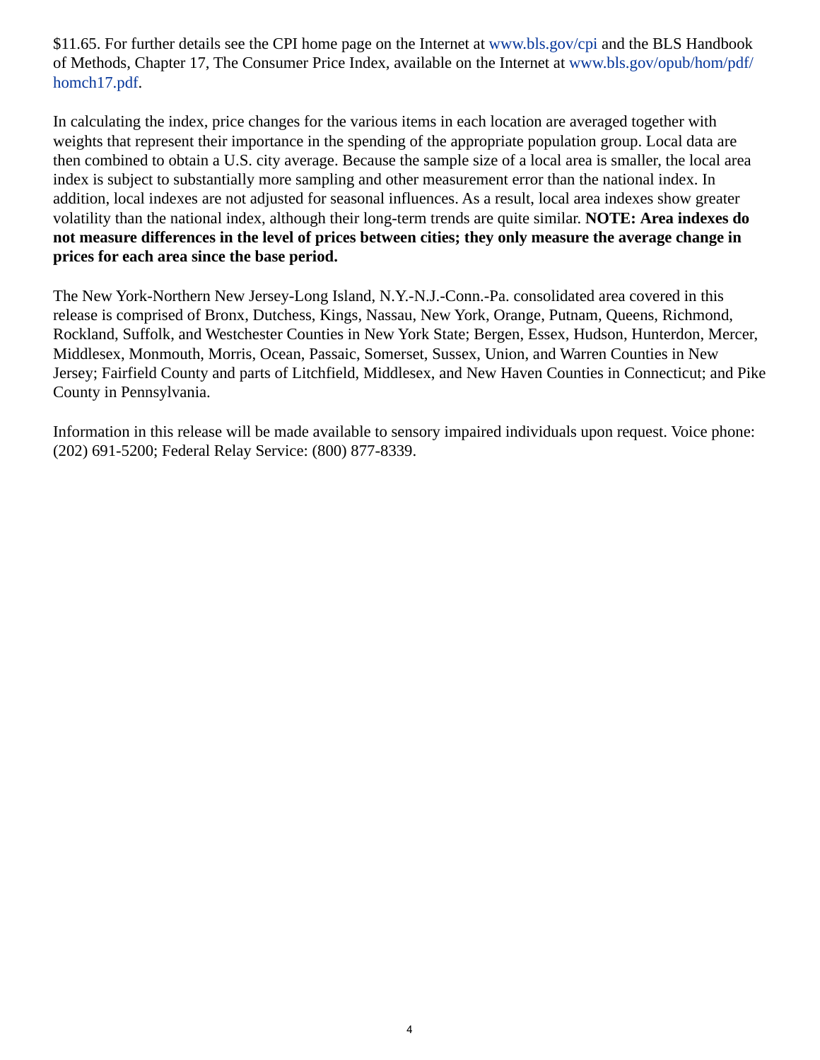$11.65. For further details see the CPI home page on the Internet at www.bls.gov/cpi and the BLS Handbook of Methods, Chapter 17, The Consumer Price Index, available on the Internet at www.bls.gov/opub/hom/pdf/homch17.pdf.

In calculating the index, price changes for the various items in each location are averaged together with weights that represent their importance in the spending of the appropriate population group. Local data are then combined to obtain a U.S. city average. Because the sample size of a local area is smaller, the local area index is subject to substantially more sampling and other measurement error than the national index. In addition, local indexes are not adjusted for seasonal influences. As a result, local area indexes show greater volatility than the national index, although their long-term trends are quite similar. **NOTE: Area indexes do not measure differences in the level of prices between cities; they only measure the average change in prices for each area since the base period.**

The New York-Northern New Jersey-Long Island, N.Y.-N.J.-Conn.-Pa. consolidated area covered in this release is comprised of Bronx, Dutchess, Kings, Nassau, New York, Orange, Putnam, Queens, Richmond, Rockland, Suffolk, and Westchester Counties in New York State; Bergen, Essex, Hudson, Hunterdon, Mercer, Middlesex, Monmouth, Morris, Ocean, Passaic, Somerset, Sussex, Union, and Warren Counties in New Jersey; Fairfield County and parts of Litchfield, Middlesex, and New Haven Counties in Connecticut; and Pike County in Pennsylvania.

Information in this release will be made available to sensory impaired individuals upon request. Voice phone: (202) 691-5200; Federal Relay Service: (800) 877-8339.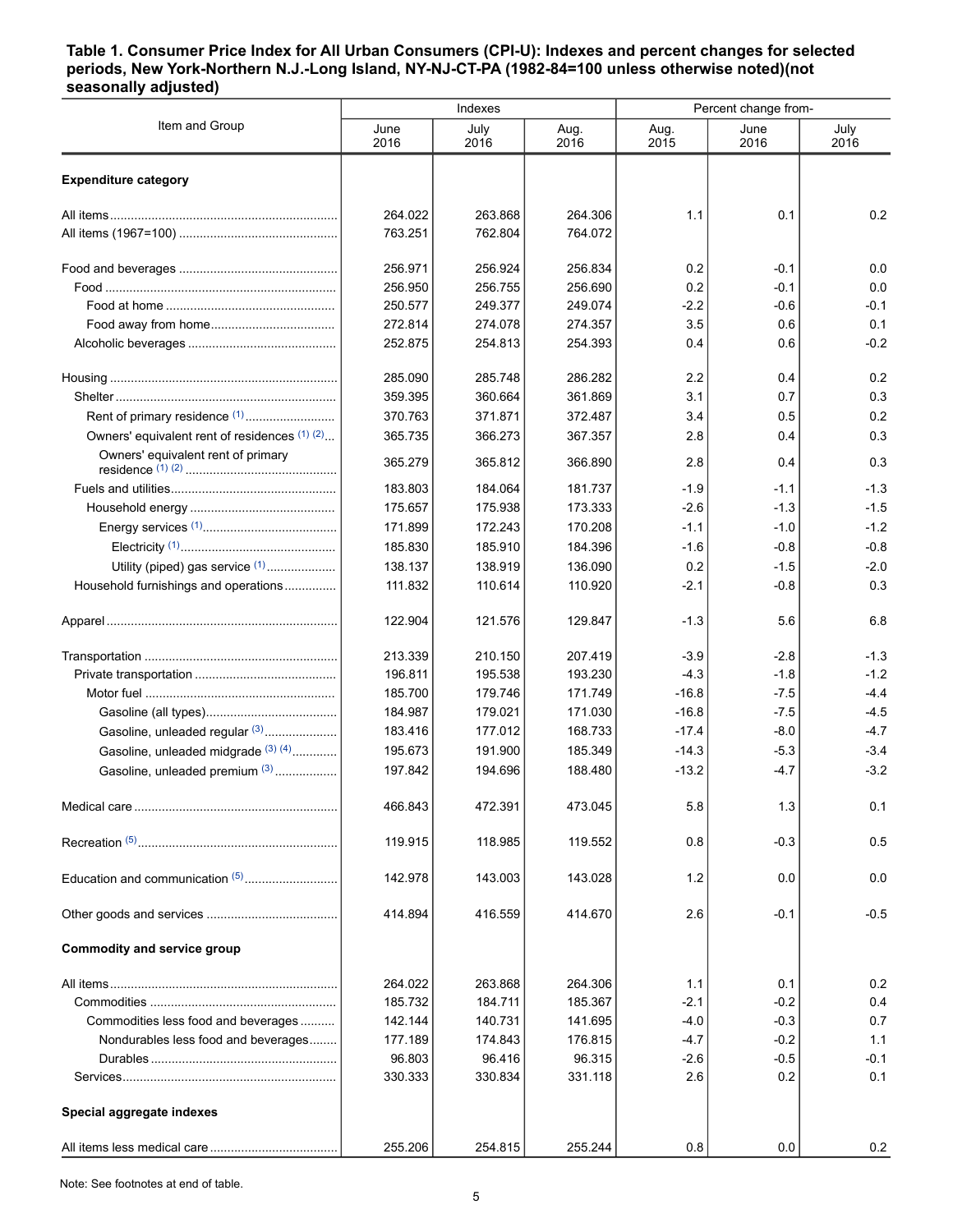**Table 1. Consumer Price Index for All Urban Consumers (CPI-U): Indexes and percent changes for selected periods, New York-Northern N.J.-Long Island, NY-NJ-CT-PA (1982-84=100 unless otherwise noted)(not seasonally adjusted)**

| Item and Group | Indexes | | | Percent change from- | | |
|---|---|---|---|---|---|---|
| | June 2016 | July 2016 | Aug. 2016 | Aug. 2015 | June 2016 | July 2016 |
| **Expenditure category** | | | | | | |
| All items | 264.022 | 263.868 | 264.306 | 1.1 | 0.1 | 0.2 |
| All items (1967=100) | 763.251 | 762.804 | 764.072 | | | |
| Food and beverages | 256.971 | 256.924 | 256.834 | 0.2 | -0.1 | 0.0 |
| Food | 256.950 | 256.755 | 256.690 | 0.2 | -0.1 | 0.0 |
| Food at home | 250.577 | 249.377 | 249.074 | -2.2 | -0.6 | -0.1 |
| Food away from home | 272.814 | 274.078 | 274.357 | 3.5 | 0.6 | 0.1 |
| Alcoholic beverages | 252.875 | 254.813 | 254.393 | 0.4 | 0.6 | -0.2 |
| Housing | 285.090 | 285.748 | 286.282 | 2.2 | 0.4 | 0.2 |
| Shelter | 359.395 | 360.664 | 361.869 | 3.1 | 0.7 | 0.3 |
| Rent of primary residence (1) | 370.763 | 371.871 | 372.487 | 3.4 | 0.5 | 0.2 |
| Owners' equivalent rent of residences (1) (2) | 365.735 | 366.273 | 367.357 | 2.8 | 0.4 | 0.3 |
| Owners' equivalent rent of primary residence (1) (2) | 365.279 | 365.812 | 366.890 | 2.8 | 0.4 | 0.3 |
| Fuels and utilities | 183.803 | 184.064 | 181.737 | -1.9 | -1.1 | -1.3 |
| Household energy | 175.657 | 175.938 | 173.333 | -2.6 | -1.3 | -1.5 |
| Energy services (1) | 171.899 | 172.243 | 170.208 | -1.1 | -1.0 | -1.2 |
| Electricity (1) | 185.830 | 185.910 | 184.396 | -1.6 | -0.8 | -0.8 |
| Utility (piped) gas service (1) | 138.137 | 138.919 | 136.090 | 0.2 | -1.5 | -2.0 |
| Household furnishings and operations | 111.832 | 110.614 | 110.920 | -2.1 | -0.8 | 0.3 |
| Apparel | 122.904 | 121.576 | 129.847 | -1.3 | 5.6 | 6.8 |
| Transportation | 213.339 | 210.150 | 207.419 | -3.9 | -2.8 | -1.3 |
| Private transportation | 196.811 | 195.538 | 193.230 | -4.3 | -1.8 | -1.2 |
| Motor fuel | 185.700 | 179.746 | 171.749 | -16.8 | -7.5 | -4.4 |
| Gasoline (all types) | 184.987 | 179.021 | 171.030 | -16.8 | -7.5 | -4.5 |
| Gasoline, unleaded regular (3) | 183.416 | 177.012 | 168.733 | -17.4 | -8.0 | -4.7 |
| Gasoline, unleaded midgrade (3) (4) | 195.673 | 191.900 | 185.349 | -14.3 | -5.3 | -3.4 |
| Gasoline, unleaded premium (3) | 197.842 | 194.696 | 188.480 | -13.2 | -4.7 | -3.2 |
| Medical care | 466.843 | 472.391 | 473.045 | 5.8 | 1.3 | 0.1 |
| Recreation (5) | 119.915 | 118.985 | 119.552 | 0.8 | -0.3 | 0.5 |
| Education and communication (5) | 142.978 | 143.003 | 143.028 | 1.2 | 0.0 | 0.0 |
| Other goods and services | 414.894 | 416.559 | 414.670 | 2.6 | -0.1 | -0.5 |
| **Commodity and service group** | | | | | | |
| All items | 264.022 | 263.868 | 264.306 | 1.1 | 0.1 | 0.2 |
| Commodities | 185.732 | 184.711 | 185.367 | -2.1 | -0.2 | 0.4 |
| Commodities less food and beverages | 142.144 | 140.731 | 141.695 | -4.0 | -0.3 | 0.7 |
| Nondurables less food and beverages | 177.189 | 174.843 | 176.815 | -4.7 | -0.2 | 1.1 |
| Durables | 96.803 | 96.416 | 96.315 | -2.6 | -0.5 | -0.1 |
| Services | 330.333 | 330.834 | 331.118 | 2.6 | 0.2 | 0.1 |
| **Special aggregate indexes** | | | | | | |
| All items less medical care | 255.206 | 254.815 | 255.244 | 0.8 | 0.0 | 0.2 |

Note: See footnotes at end of table.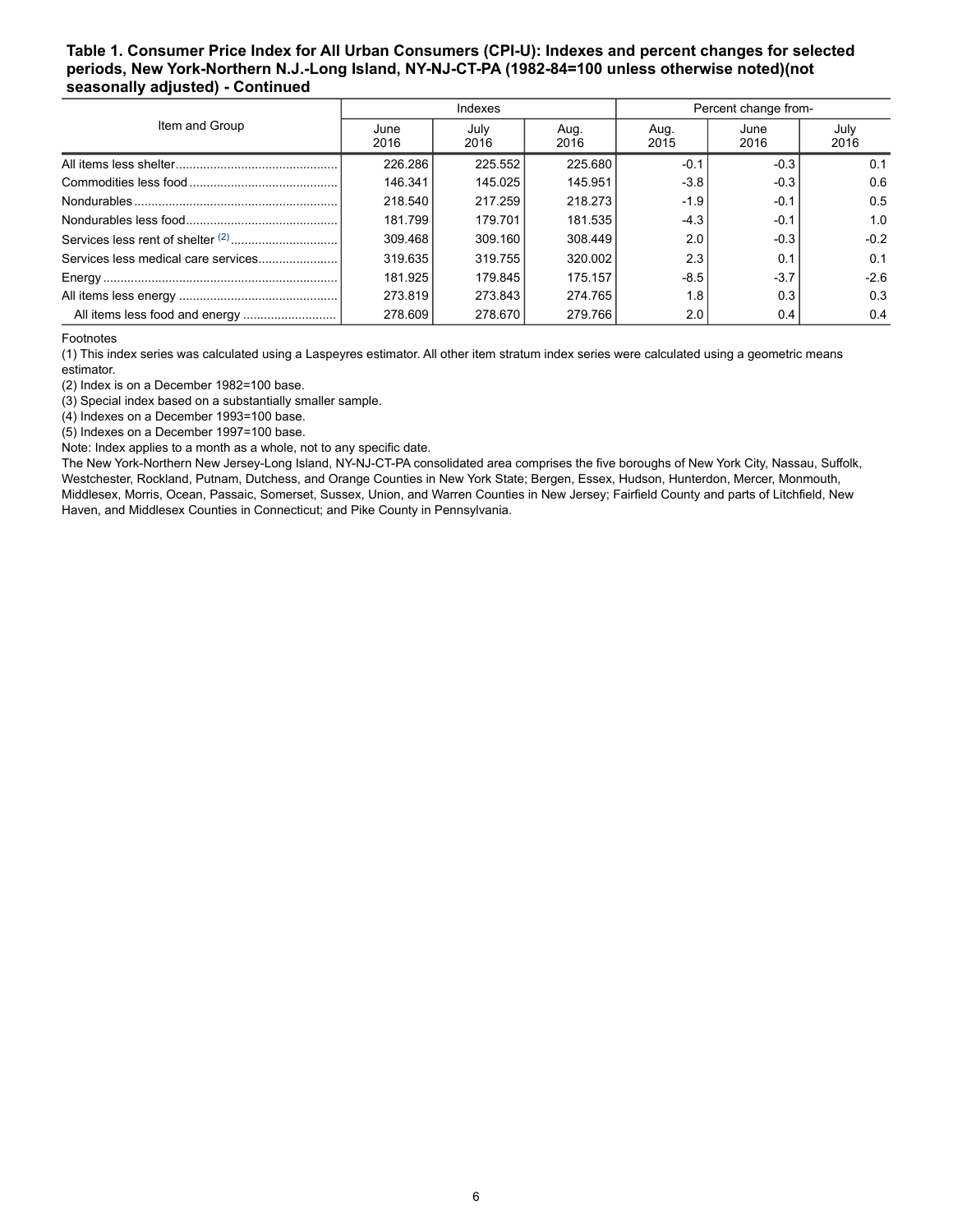**Table 1. Consumer Price Index for All Urban Consumers (CPI-U): Indexes and percent changes for selected periods, New York-Northern N.J.-Long Island, NY-NJ-CT-PA (1982-84=100 unless otherwise noted)(not seasonally adjusted) - Continued**

| Item and Group | Indexes | | | Percent change from- | | |
|---|---|---|---|---|---|---|
| | June 2016 | July 2016 | Aug. 2016 | Aug. 2015 | June 2016 | July 2016 |
| All items less shelter | 226.286 | 225.552 | 225.680 | -0.1 | -0.3 | 0.1 |
| Commodities less food | 146.341 | 145.025 | 145.951 | -3.8 | -0.3 | 0.6 |
| Nondurables | 218.540 | 217.259 | 218.273 | -1.9 | -0.1 | 0.5 |
| Nondurables less food | 181.799 | 179.701 | 181.535 | -4.3 | -0.1 | 1.0 |
| Services less rent of shelter (2) | 309.468 | 309.160 | 308.449 | 2.0 | -0.3 | -0.2 |
| Services less medical care services | 319.635 | 319.755 | 320.002 | 2.3 | 0.1 | 0.1 |
| Energy | 181.925 | 179.845 | 175.157 | -8.5 | -3.7 | -2.6 |
| All items less energy | 273.819 | 273.843 | 274.765 | 1.8 | 0.3 | 0.3 |
| All items less food and energy | 278.609 | 278.670 | 279.766 | 2.0 | 0.4 | 0.4 |

Footnotes

(1) This index series was calculated using a Laspeyres estimator. All other item stratum index series were calculated using a geometric means estimator.

(2) Index is on a December 1982=100 base.

(3) Special index based on a substantially smaller sample.

(4) Indexes on a December 1993=100 base.

(5) Indexes on a December 1997=100 base.

Note: Index applies to a month as a whole, not to any specific date.

The New York-Northern New Jersey-Long Island, NY-NJ-CT-PA consolidated area comprises the five boroughs of New York City, Nassau, Suffolk, Westchester, Rockland, Putnam, Dutchess, and Orange Counties in New York State; Bergen, Essex, Hudson, Hunterdon, Mercer, Monmouth, Middlesex, Morris, Ocean, Passaic, Somerset, Sussex, Union, and Warren Counties in New Jersey; Fairfield County and parts of Litchfield, New Haven, and Middlesex Counties in Connecticut; and Pike County in Pennsylvania.